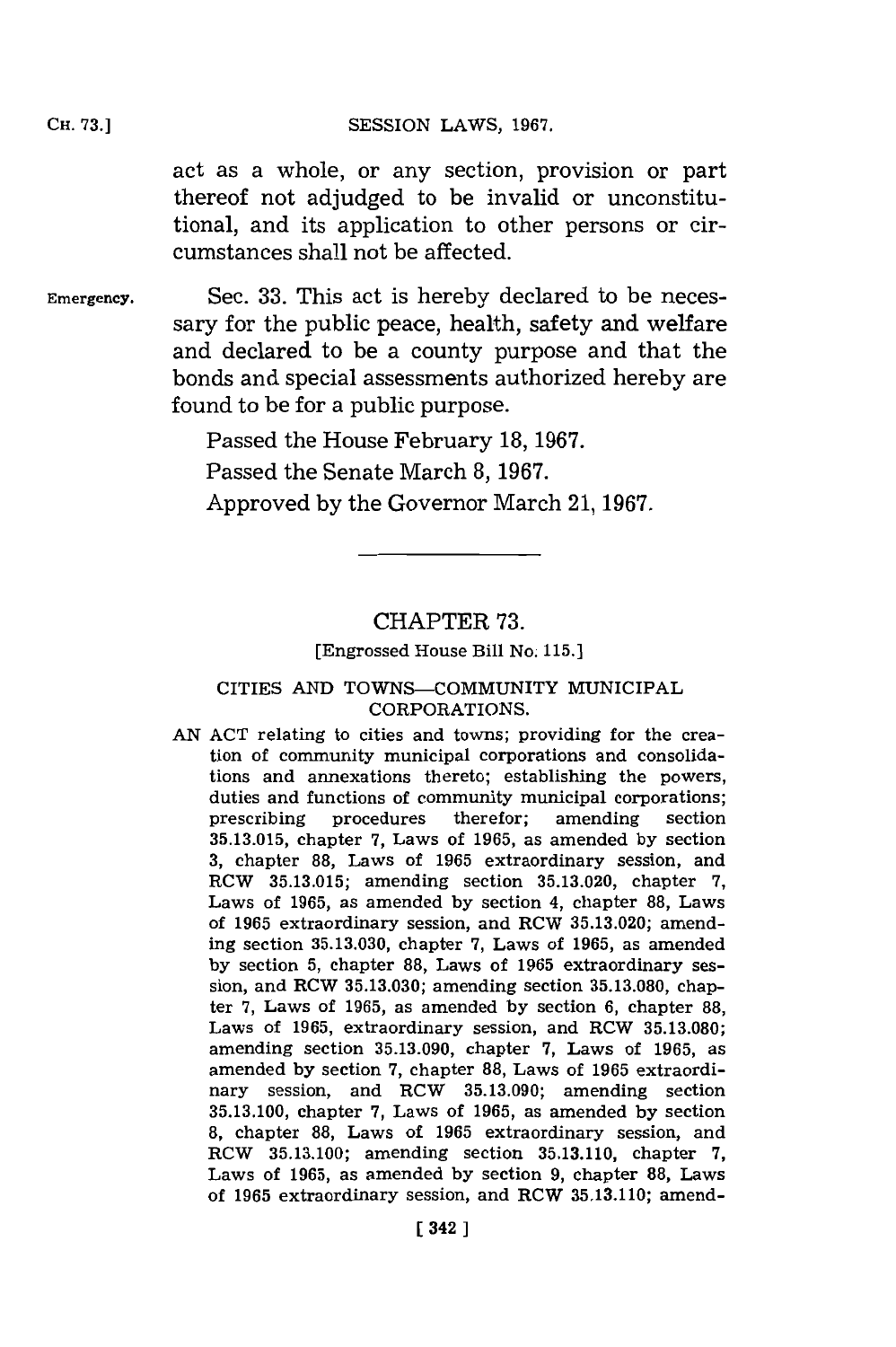act as a whole, or any section, provision or part thereof not adjudged to be invalid or unconstitutional, and its application to other persons or circumstances shall not be affected.

Emergency. Sec. 33. This act is hereby declared to be necessary for the public peace, health, safety and welfare and declared to be a county purpose and that the bonds and special assessments authorized hereby are found to be for a public purpose.

Passed the House February 18, 1967.

Passed the Senate March 8, 1967.

Approved by the Governor March 21, 1967.

---

## CHAPTER 73.

[Engrossed House Bill No. 115.]

### CITIES AND TOWNS—COMMUNITY MUNICIPAL CORPORATIONS.

AN ACT relating to cities and towns; providing for the creation of community municipal corporations and consolidations and annexations thereto; establishing the powers, duties and functions of community municipal corporations; prescribing procedures therefor; amending section 35.13.015, chapter 7, Laws of 1965, as amended by section 3, chapter 88, Laws of 1965 extraordinary session, and RCW 35.13.015; amending section 35.13.020, chapter 7, Laws of 1965, as amended by section 4, chapter 88, Laws of 1965 extraordinary session, and RCW 35.13.020; amending section 35.13.030, chapter 7, Laws of 1965, as amended by section 5, chapter 88, Laws of 1965 extraordinary session, and RCW 35.13.030; amending section 35.13.080, chapter 7, Laws of 1965, as amended by section 6, chapter 88, Laws of 1965, extraordinary session, and RCW 35.13.080; amending section 35.13.090, chapter 7, Laws of 1965, as amended by section 7, chapter 88, Laws of 1965 extraordinary session, and RCW 35.13.090; amending section 35.13.100, chapter 7, Laws of 1965, as amended by section 8, chapter 88, Laws of 1965 extraordinary session, and RCW 35.13.100; amending section 35.13.110, chapter 7, Laws of 1965, as amended by section 9, chapter 88, Laws of 1965 extraordinary session, and RCW 35.13.110; amend-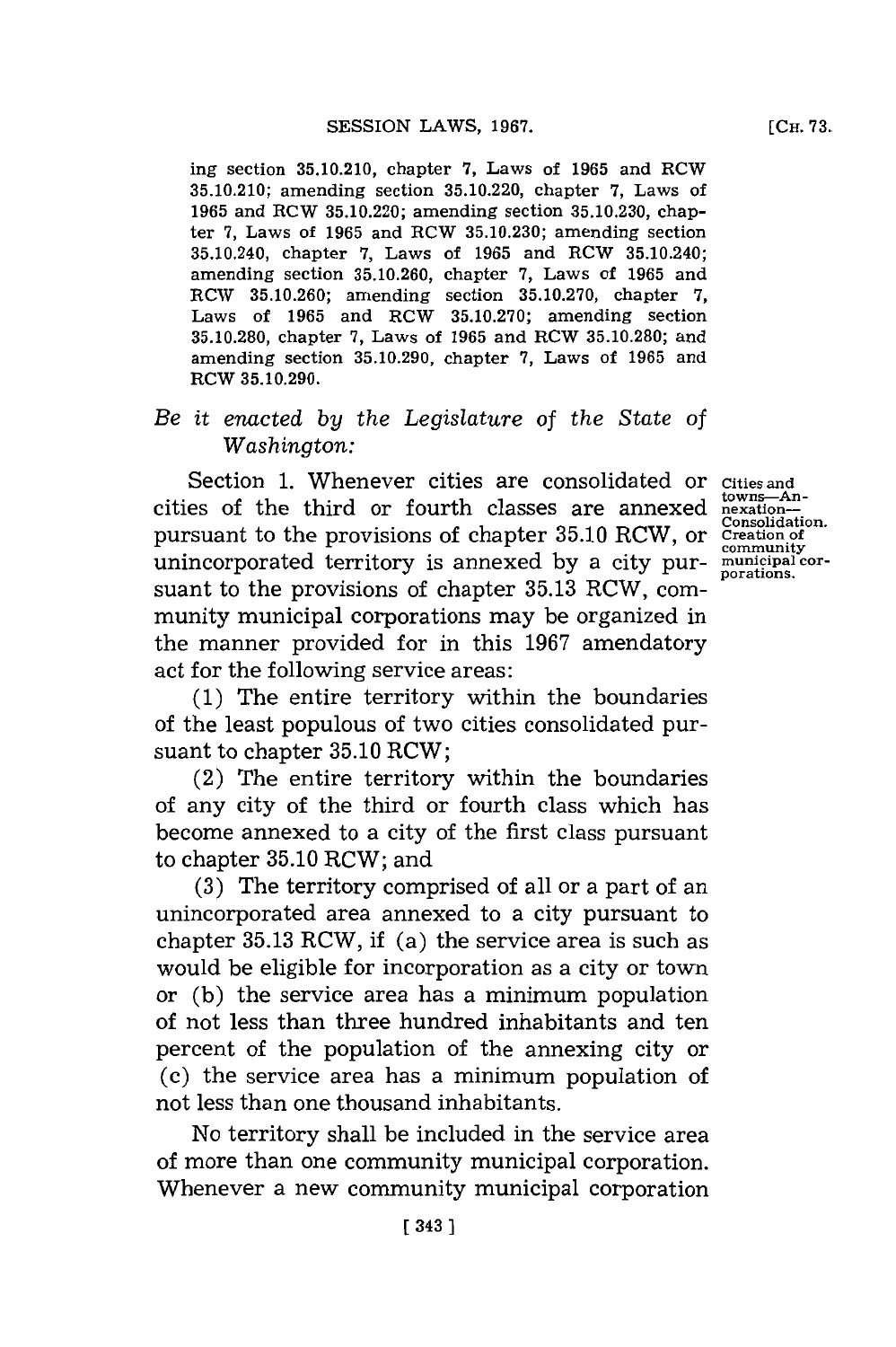ing section 35.10.210, chapter 7, Laws of 1965 and RCW 35.10.210; amending section 35.10.220, chapter 7, Laws of 1965 and RCW 35.10.220; amending section 35.10.230, chapter 7, Laws of 1965 and RCW 35.10.230; amending section 35.10.240, chapter 7, Laws of 1965 and RCW 35.10.240; amending section 35.10.260, chapter 7, Laws of 1965 and RCW 35.10.260; amending section 35.10.270, chapter 7, Laws of 1965 and RCW 35.10.270; amending section 35.10.280, chapter 7, Laws of 1965 and RCW 35.10.280; and amending section 35.10.290, chapter 7, Laws of 1965 and RCW 35.10.290.

*Be it enacted by the Legislature of the State of Washington:*

Cities and towns—Annexation—Consolidation. Creation of community municipal corporations.

Section 1. Whenever cities are consolidated or cities of the third or fourth classes are annexed pursuant to the provisions of chapter 35.10 RCW, or unincorporated territory is annexed by a city pursuant to the provisions of chapter 35.13 RCW, community municipal corporations may be organized in the manner provided for in this 1967 amendatory act for the following service areas:

(1) The entire territory within the boundaries of the least populous of two cities consolidated pursuant to chapter 35.10 RCW;

(2) The entire territory within the boundaries of any city of the third or fourth class which has become annexed to a city of the first class pursuant to chapter 35.10 RCW; and

(3) The territory comprised of all or a part of an unincorporated area annexed to a city pursuant to chapter 35.13 RCW, if (a) the service area is such as would be eligible for incorporation as a city or town or (b) the service area has a minimum population of not less than three hundred inhabitants and ten percent of the population of the annexing city or (c) the service area has a minimum population of not less than one thousand inhabitants.

No territory shall be included in the service area of more than one community municipal corporation. Whenever a new community municipal corporation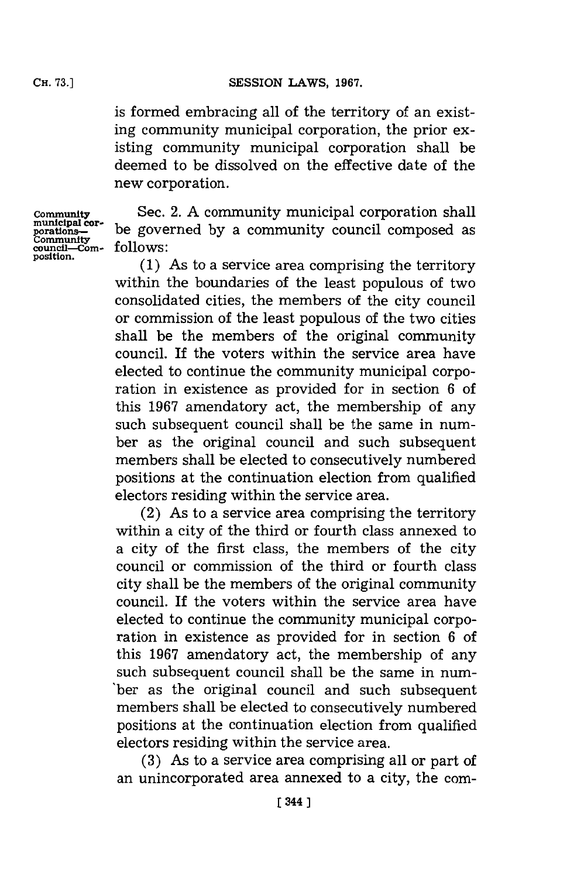is formed embracing all of the territory of an existing community municipal corporation, the prior existing community municipal corporation shall be deemed to be dissolved on the effective date of the new corporation.

Community municipal corporations—Community council—Composition.

Sec. 2. A community municipal corporation shall be governed by a community council composed as follows:

(1) As to a service area comprising the territory within the boundaries of the least populous of two consolidated cities, the members of the city council or commission of the least populous of the two cities shall be the members of the original community council. If the voters within the service area have elected to continue the community municipal corporation in existence as provided for in section 6 of this 1967 amendatory act, the membership of any such subsequent council shall be the same in number as the original council and such subsequent members shall be elected to consecutively numbered positions at the continuation election from qualified electors residing within the service area.

(2) As to a service area comprising the territory within a city of the third or fourth class annexed to a city of the first class, the members of the city council or commission of the third or fourth class city shall be the members of the original community council. If the voters within the service area have elected to continue the community municipal corporation in existence as provided for in section 6 of this 1967 amendatory act, the membership of any such subsequent council shall be the same in number as the original council and such subsequent members shall be elected to consecutively numbered positions at the continuation election from qualified electors residing within the service area.

(3) As to a service area comprising all or part of an unincorporated area annexed to a city, the com-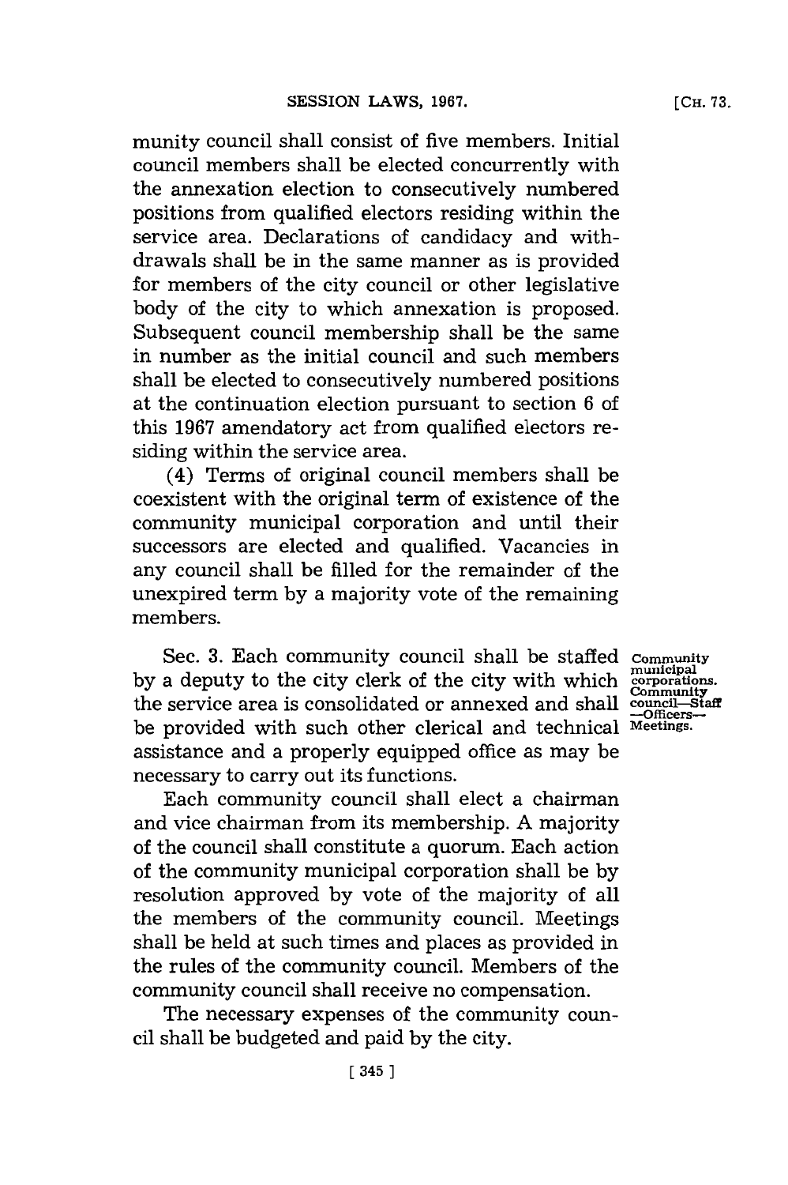munity council shall consist of five members. Initial council members shall be elected concurrently with the annexation election to consecutively numbered positions from qualified electors residing within the service area. Declarations of candidacy and withdrawals shall be in the same manner as is provided for members of the city council or other legislative body of the city to which annexation is proposed. Subsequent council membership shall be the same in number as the initial council and such members shall be elected to consecutively numbered positions at the continuation election pursuant to section 6 of this 1967 amendatory act from qualified electors residing within the service area.

(4) Terms of original council members shall be coexistent with the original term of existence of the community municipal corporation and until their successors are elected and qualified. Vacancies in any council shall be filled for the remainder of the unexpired term by a majority vote of the remaining members.

Community municipal corporations. Community council—Staff—Officers—Meetings.

Sec. 3. Each community council shall be staffed by a deputy to the city clerk of the city with which the service area is consolidated or annexed and shall be provided with such other clerical and technical assistance and a properly equipped office as may be necessary to carry out its functions.

Each community council shall elect a chairman and vice chairman from its membership. A majority of the council shall constitute a quorum. Each action of the community municipal corporation shall be by resolution approved by vote of the majority of all the members of the community council. Meetings shall be held at such times and places as provided in the rules of the community council. Members of the community council shall receive no compensation.

The necessary expenses of the community council shall be budgeted and paid by the city.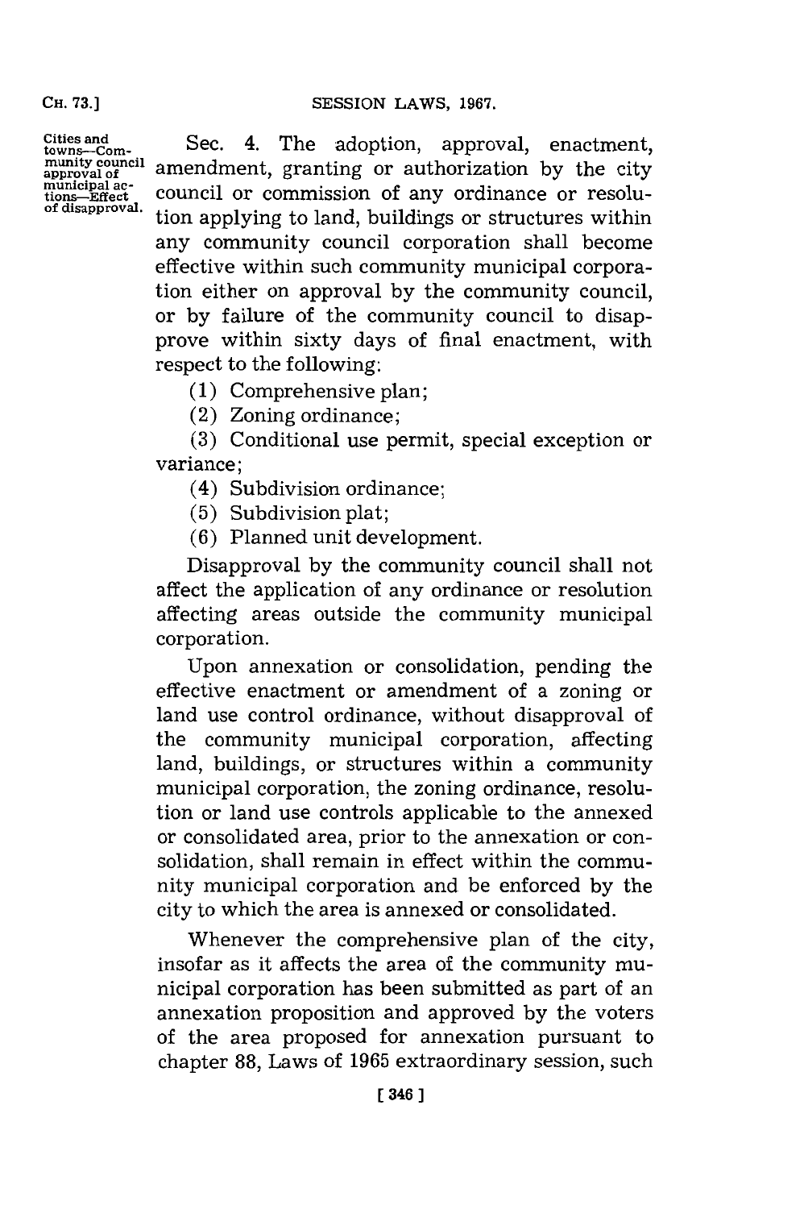Cities and towns—Community council approval of municipal actions—Effect of disapproval.

Sec. 4. The adoption, approval, enactment, amendment, granting or authorization by the city council or commission of any ordinance or resolution applying to land, buildings or structures within any community council corporation shall become effective within such community municipal corporation either on approval by the community council, or by failure of the community council to disapprove within sixty days of final enactment, with respect to the following:

(1) Comprehensive plan;

(2) Zoning ordinance;

(3) Conditional use permit, special exception or variance;

(4) Subdivision ordinance;

(5) Subdivision plat;

(6) Planned unit development.

Disapproval by the community council shall not affect the application of any ordinance or resolution affecting areas outside the community municipal corporation.

Upon annexation or consolidation, pending the effective enactment or amendment of a zoning or land use control ordinance, without disapproval of the community municipal corporation, affecting land, buildings, or structures within a community municipal corporation, the zoning ordinance, resolution or land use controls applicable to the annexed or consolidated area, prior to the annexation or consolidation, shall remain in effect within the community municipal corporation and be enforced by the city to which the area is annexed or consolidated.

Whenever the comprehensive plan of the city, insofar as it affects the area of the community municipal corporation has been submitted as part of an annexation proposition and approved by the voters of the area proposed for annexation pursuant to chapter 88, Laws of 1965 extraordinary session, such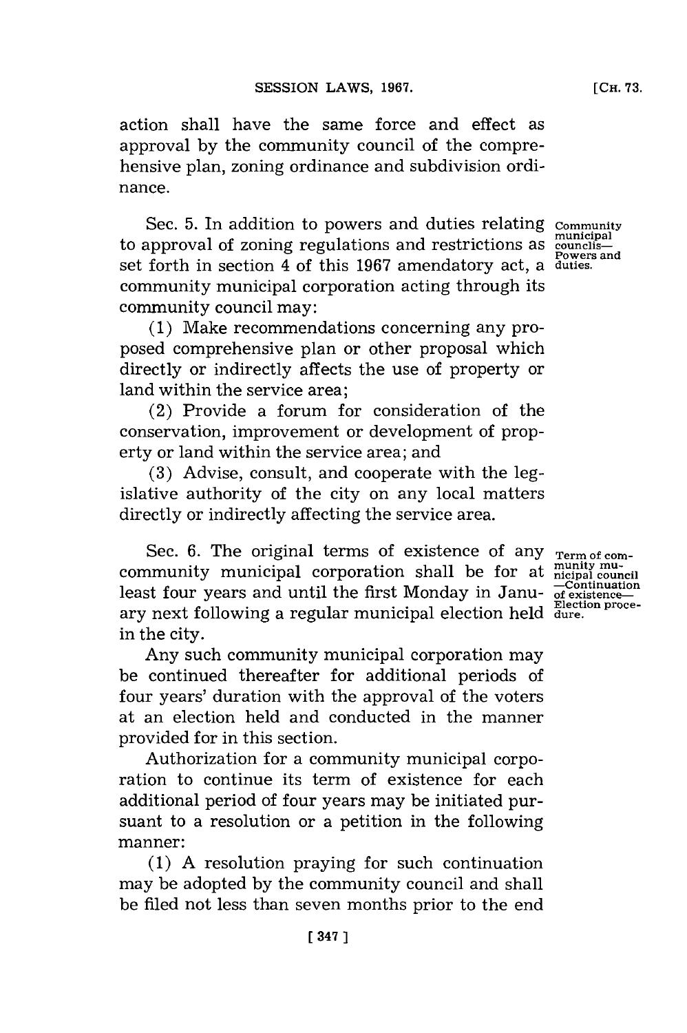action shall have the same force and effect as approval by the community council of the comprehensive plan, zoning ordinance and subdivision ordinance.

Sec. 5. In addition to powers and duties relating to approval of zoning regulations and restrictions as set forth in section 4 of this 1967 amendatory act, a community municipal corporation acting through its community council may:

Community municipal councils—Powers and duties.

(1) Make recommendations concerning any proposed comprehensive plan or other proposal which directly or indirectly affects the use of property or land within the service area;

(2) Provide a forum for consideration of the conservation, improvement or development of property or land within the service area; and

(3) Advise, consult, and cooperate with the legislative authority of the city on any local matters directly or indirectly affecting the service area.

Sec. 6. The original terms of existence of any community municipal corporation shall be for at least four years and until the first Monday in January next following a regular municipal election held in the city.

Term of community municipal council—Continuation of existence—Election procedure.

Any such community municipal corporation may be continued thereafter for additional periods of four years' duration with the approval of the voters at an election held and conducted in the manner provided for in this section.

Authorization for a community municipal corporation to continue its term of existence for each additional period of four years may be initiated pursuant to a resolution or a petition in the following manner:

(1) A resolution praying for such continuation may be adopted by the community council and shall be filed not less than seven months prior to the end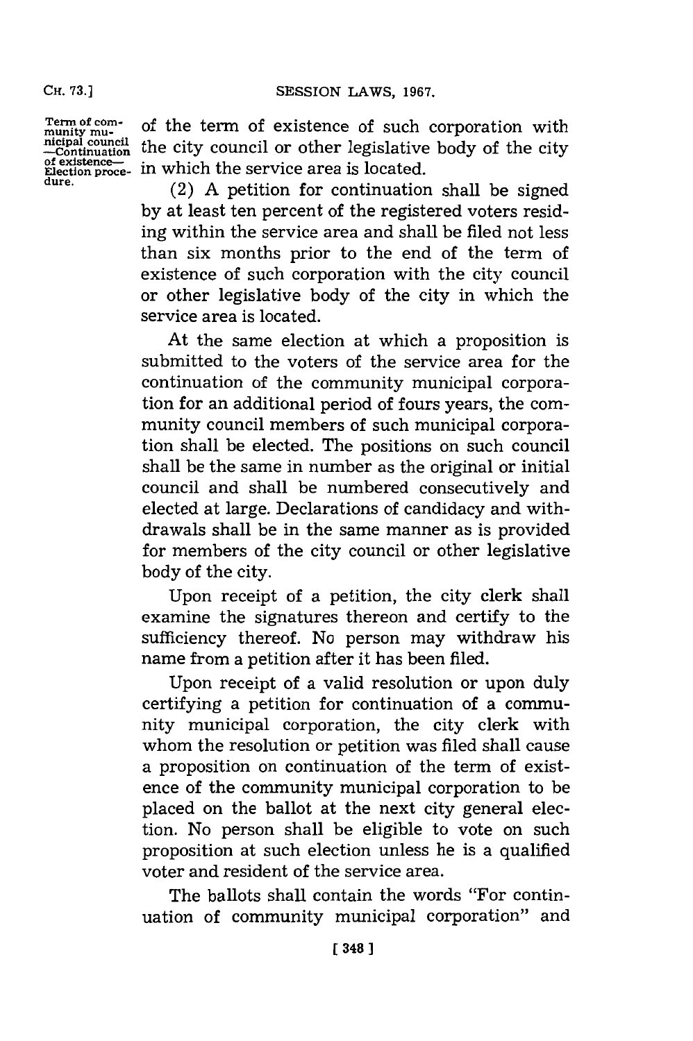of the term of existence of such corporation with the city council or other legislative body of the city in which the service area is located.

Term of community municipal council —Continuation of existence— Election procedure.

(2) A petition for continuation shall be signed by at least ten percent of the registered voters residing within the service area and shall be filed not less than six months prior to the end of the term of existence of such corporation with the city council or other legislative body of the city in which the service area is located.

At the same election at which a proposition is submitted to the voters of the service area for the continuation of the community municipal corporation for an additional period of fours years, the community council members of such municipal corporation shall be elected. The positions on such council shall be the same in number as the original or initial council and shall be numbered consecutively and elected at large. Declarations of candidacy and withdrawals shall be in the same manner as is provided for members of the city council or other legislative body of the city.

Upon receipt of a petition, the city clerk shall examine the signatures thereon and certify to the sufficiency thereof. No person may withdraw his name from a petition after it has been filed.

Upon receipt of a valid resolution or upon duly certifying a petition for continuation of a community municipal corporation, the city clerk with whom the resolution or petition was filed shall cause a proposition on continuation of the term of existence of the community municipal corporation to be placed on the ballot at the next city general election. No person shall be eligible to vote on such proposition at such election unless he is a qualified voter and resident of the service area.

The ballots shall contain the words "For continuation of community municipal corporation" and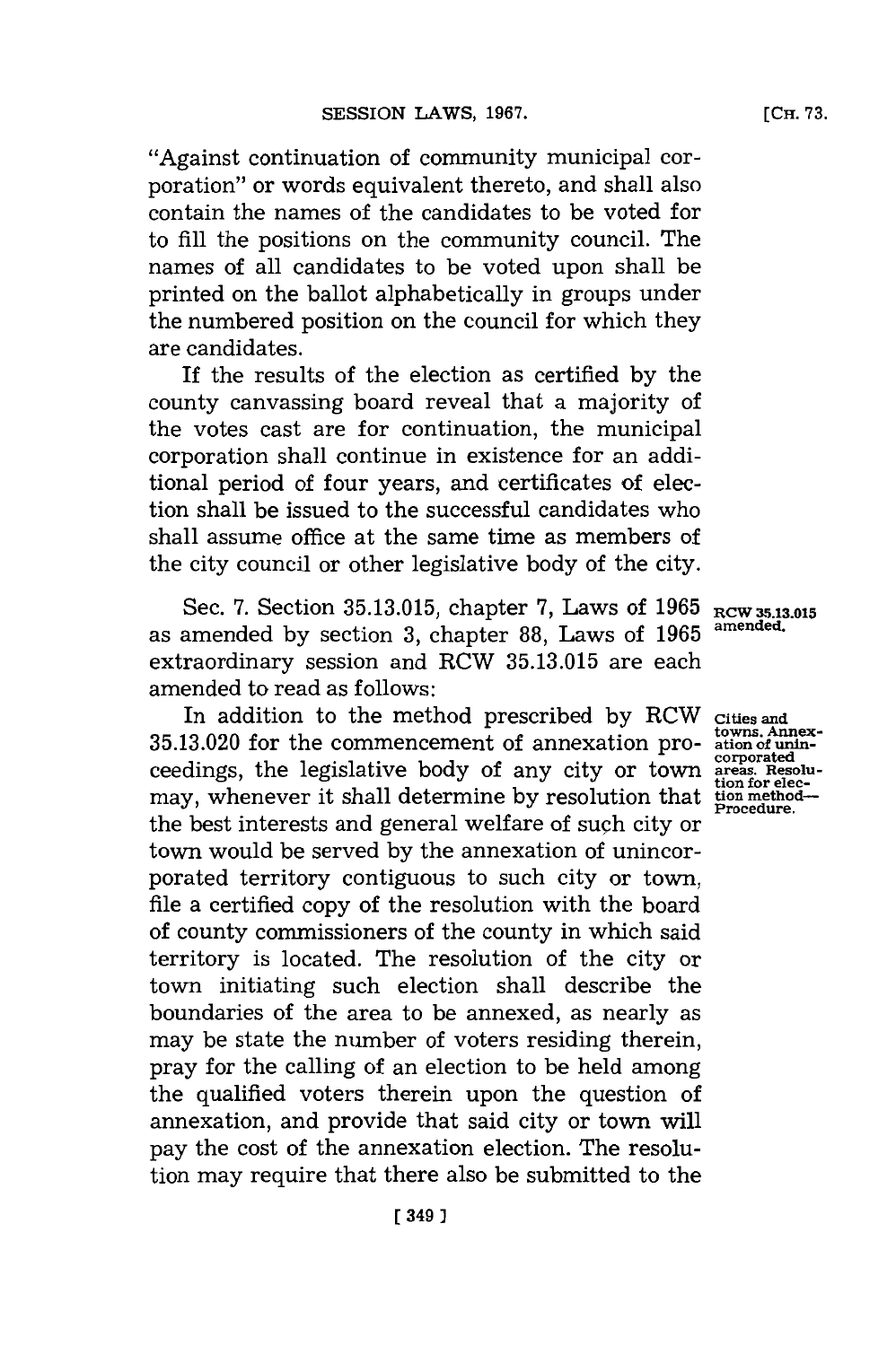"Against continuation of community municipal corporation" or words equivalent thereto, and shall also contain the names of the candidates to be voted for to fill the positions on the community council. The names of all candidates to be voted upon shall be printed on the ballot alphabetically in groups under the numbered position on the council for which they are candidates.

If the results of the election as certified by the county canvassing board reveal that a majority of the votes cast are for continuation, the municipal corporation shall continue in existence for an additional period of four years, and certificates of election shall be issued to the successful candidates who shall assume office at the same time as members of the city council or other legislative body of the city.

Sec. 7. Section 35.13.015, chapter 7, Laws of 1965 as amended by section 3, chapter 88, Laws of 1965 extraordinary session and RCW 35.13.015 are each amended to read as follows:

**RCW 35.13.015 amended.**

**Cities and towns. Annexation of unincorporated areas. Resolution for election method—Procedure.**

In addition to the method prescribed by RCW 35.13.020 for the commencement of annexation proceedings, the legislative body of any city or town may, whenever it shall determine by resolution that the best interests and general welfare of such city or town would be served by the annexation of unincorporated territory contiguous to such city or town, file a certified copy of the resolution with the board of county commissioners of the county in which said territory is located. The resolution of the city or town initiating such election shall describe the boundaries of the area to be annexed, as nearly as may be state the number of voters residing therein, pray for the calling of an election to be held among the qualified voters therein upon the question of annexation, and provide that said city or town will pay the cost of the annexation election. The resolution may require that there also be submitted to the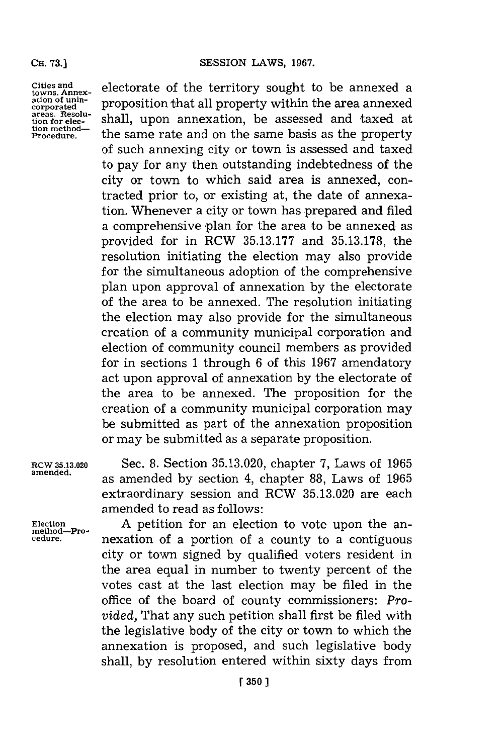electorate of the territory sought to be annexed a proposition that all property within the area annexed shall, upon annexation, be assessed and taxed at the same rate and on the same basis as the property of such annexing city or town is assessed and taxed to pay for any then outstanding indebtedness of the city or town to which said area is annexed, contracted prior to, or existing at, the date of annexation. Whenever a city or town has prepared and filed a comprehensive plan for the area to be annexed as provided for in RCW 35.13.177 and 35.13.178, the resolution initiating the election may also provide for the simultaneous adoption of the comprehensive plan upon approval of annexation by the electorate of the area to be annexed. The resolution initiating the election may also provide for the simultaneous creation of a community municipal corporation and election of community council members as provided for in sections 1 through 6 of this 1967 amendatory act upon approval of annexation by the electorate of the area to be annexed. The proposition for the creation of a community municipal corporation may be submitted as part of the annexation proposition or may be submitted as a separate proposition.

RCW 35.13.020 amended.

Sec. 8. Section 35.13.020, chapter 7, Laws of 1965 as amended by section 4, chapter 88, Laws of 1965 extraordinary session and RCW 35.13.020 are each amended to read as follows:

Election method—Procedure.

A petition for an election to vote upon the annexation of a portion of a county to a contiguous city or town signed by qualified voters resident in the area equal in number to twenty percent of the votes cast at the last election may be filed in the office of the board of county commissioners: *Provided,* That any such petition shall first be filed with the legislative body of the city or town to which the annexation is proposed, and such legislative body shall, by resolution entered within sixty days from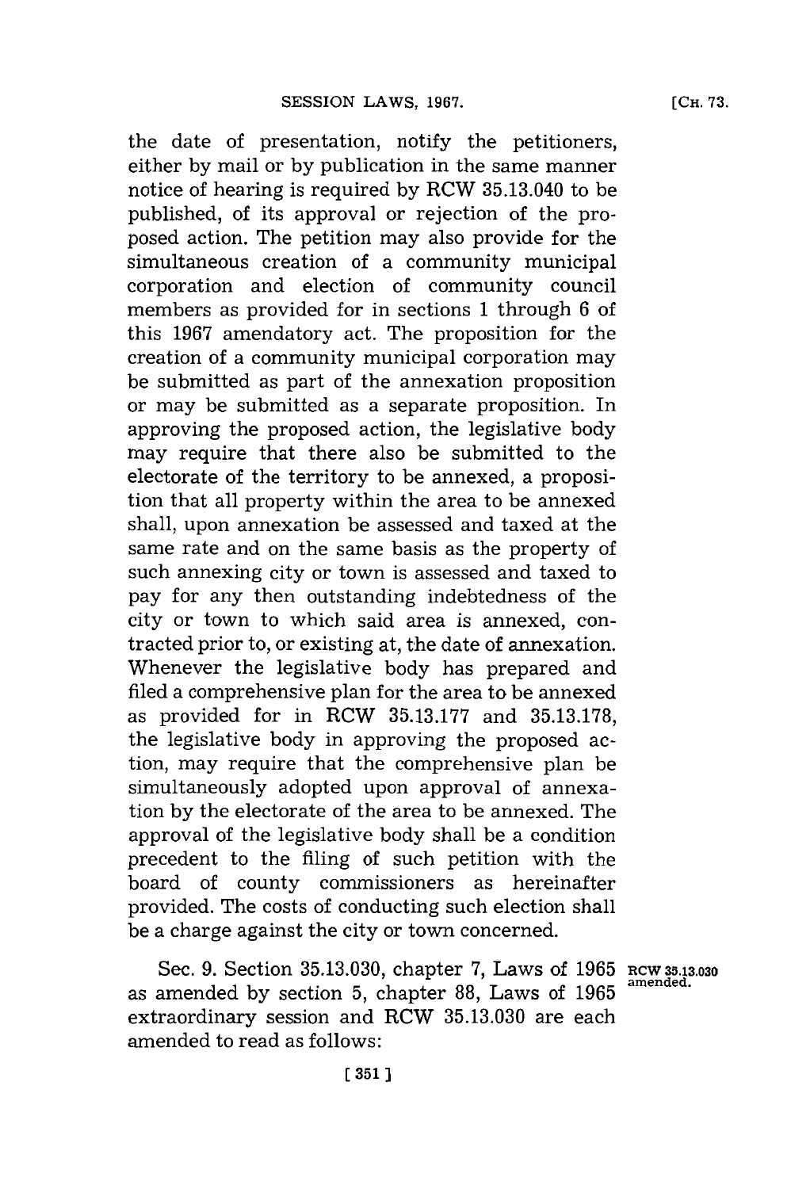the date of presentation, notify the petitioners, either by mail or by publication in the same manner notice of hearing is required by RCW 35.13.040 to be published, of its approval or rejection of the proposed action. The petition may also provide for the simultaneous creation of a community municipal corporation and election of community council members as provided for in sections 1 through 6 of this 1967 amendatory act. The proposition for the creation of a community municipal corporation may be submitted as part of the annexation proposition or may be submitted as a separate proposition. In approving the proposed action, the legislative body may require that there also be submitted to the electorate of the territory to be annexed, a proposition that all property within the area to be annexed shall, upon annexation be assessed and taxed at the same rate and on the same basis as the property of such annexing city or town is assessed and taxed to pay for any then outstanding indebtedness of the city or town to which said area is annexed, contracted prior to, or existing at, the date of annexation. Whenever the legislative body has prepared and filed a comprehensive plan for the area to be annexed as provided for in RCW 35.13.177 and 35.13.178, the legislative body in approving the proposed action, may require that the comprehensive plan be simultaneously adopted upon approval of annexation by the electorate of the area to be annexed. The approval of the legislative body shall be a condition precedent to the filing of such petition with the board of county commissioners as hereinafter provided. The costs of conducting such election shall be a charge against the city or town concerned.

Sec. 9. Section 35.13.030, chapter 7, Laws of 1965 as amended by section 5, chapter 88, Laws of 1965 extraordinary session and RCW 35.13.030 are each amended to read as follows:

RCW 35.13.030 amended.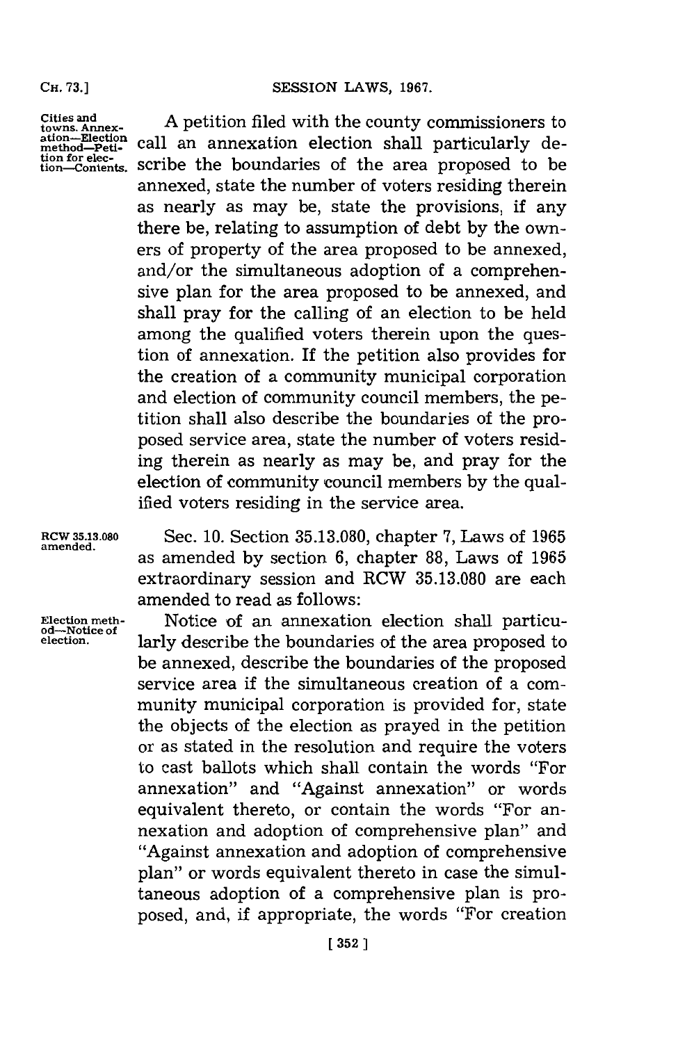Cities and towns. Annexation—Election method—Petition for election—Contents.

A petition filed with the county commissioners to call an annexation election shall particularly describe the boundaries of the area proposed to be annexed, state the number of voters residing therein as nearly as may be, state the provisions, if any there be, relating to assumption of debt by the owners of property of the area proposed to be annexed, and/or the simultaneous adoption of a comprehensive plan for the area proposed to be annexed, and shall pray for the calling of an election to be held among the qualified voters therein upon the question of annexation. If the petition also provides for the creation of a community municipal corporation and election of community council members, the petition shall also describe the boundaries of the proposed service area, state the number of voters residing therein as nearly as may be, and pray for the election of community council members by the qualified voters residing in the service area.

RCW 35.13.080 amended.

Sec. 10. Section 35.13.080, chapter 7, Laws of 1965 as amended by section 6, chapter 88, Laws of 1965 extraordinary session and RCW 35.13.080 are each amended to read as follows:

Election method—Notice of election.

Notice of an annexation election shall particularly describe the boundaries of the area proposed to be annexed, describe the boundaries of the proposed service area if the simultaneous creation of a community municipal corporation is provided for, state the objects of the election as prayed in the petition or as stated in the resolution and require the voters to cast ballots which shall contain the words "For annexation" and "Against annexation" or words equivalent thereto, or contain the words "For annexation and adoption of comprehensive plan" and "Against annexation and adoption of comprehensive plan" or words equivalent thereto in case the simultaneous adoption of a comprehensive plan is proposed, and, if appropriate, the words "For creation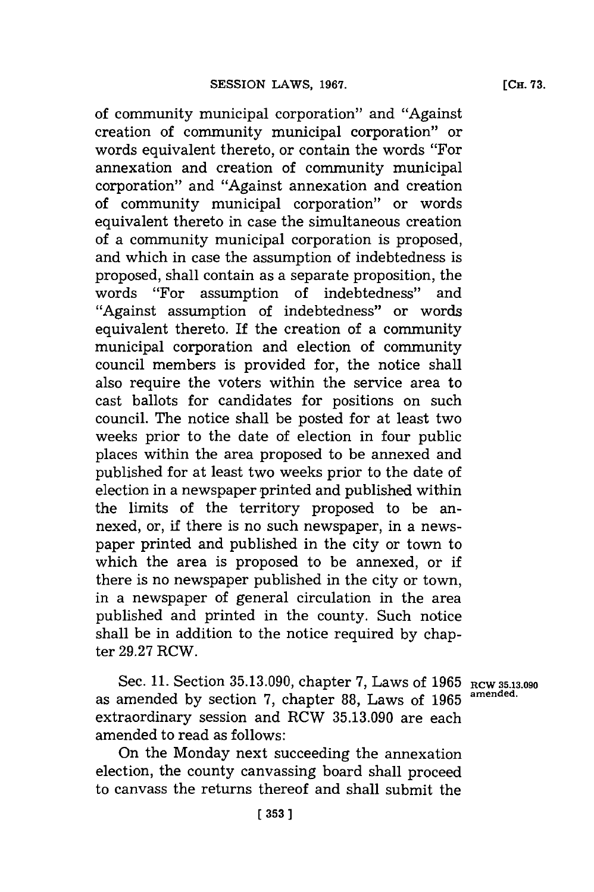of community municipal corporation" and "Against creation of community municipal corporation" or words equivalent thereto, or contain the words "For annexation and creation of community municipal corporation" and "Against annexation and creation of community municipal corporation" or words equivalent thereto in case the simultaneous creation of a community municipal corporation is proposed, and which in case the assumption of indebtedness is proposed, shall contain as a separate proposition, the words "For assumption of indebtedness" and "Against assumption of indebtedness" or words equivalent thereto. If the creation of a community municipal corporation and election of community council members is provided for, the notice shall also require the voters within the service area to cast ballots for candidates for positions on such council. The notice shall be posted for at least two weeks prior to the date of election in four public places within the area proposed to be annexed and published for at least two weeks prior to the date of election in a newspaper printed and published within the limits of the territory proposed to be annexed, or, if there is no such newspaper, in a newspaper printed and published in the city or town to which the area is proposed to be annexed, or if there is no newspaper published in the city or town, in a newspaper of general circulation in the area published and printed in the county. Such notice shall be in addition to the notice required by chapter 29.27 RCW.

Sec. 11. Section 35.13.090, chapter 7, Laws of 1965 as amended by section 7, chapter 88, Laws of 1965 extraordinary session and RCW 35.13.090 are each amended to read as follows:

RCW 35.13.090 amended.

On the Monday next succeeding the annexation election, the county canvassing board shall proceed to canvass the returns thereof and shall submit the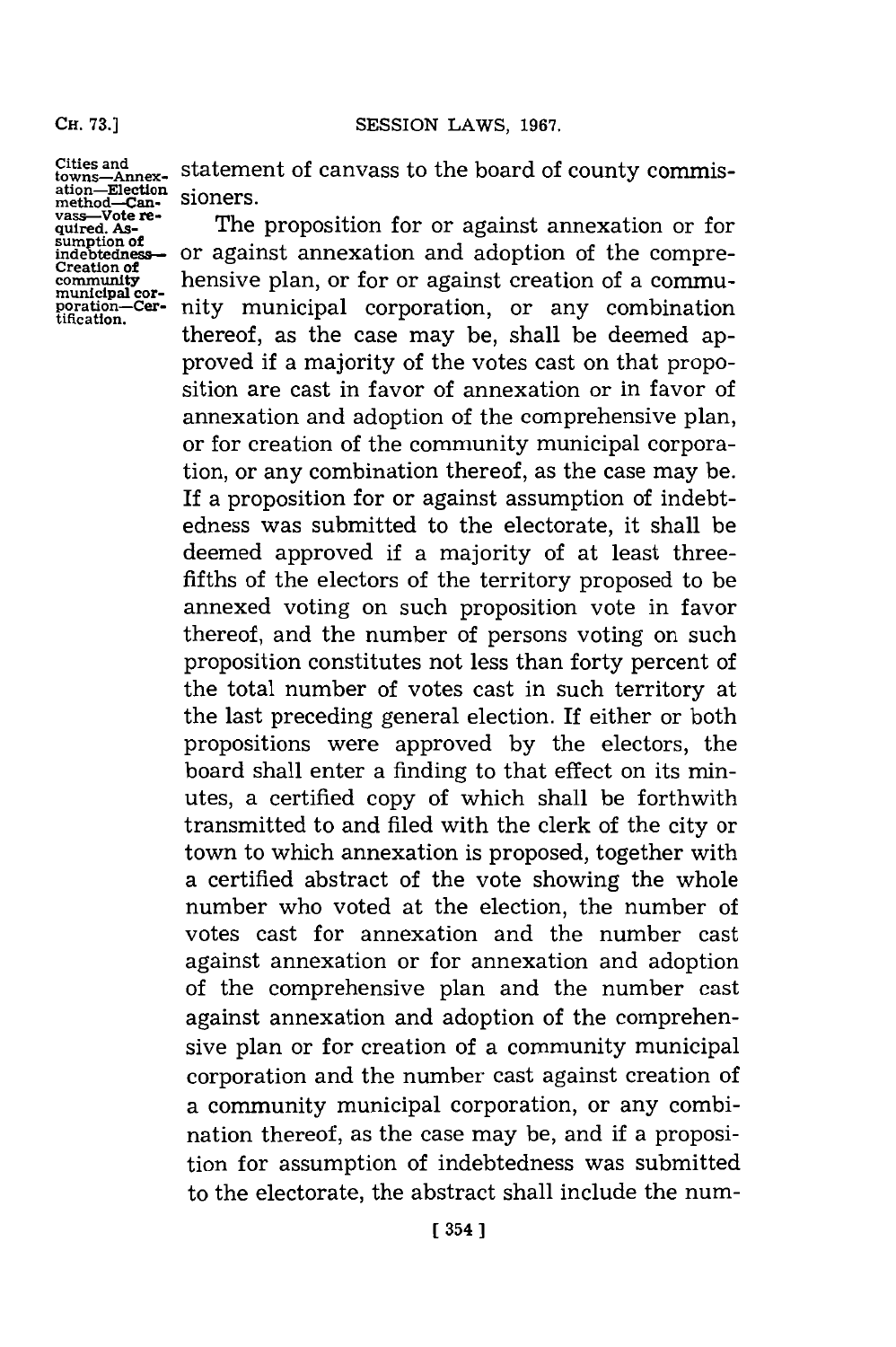Cities and towns—Annexation—Election method—Canvass—Vote required. Assumption of indebtedness—Creation of community municipal corporation—Certification.

statement of canvass to the board of county commissioners.

The proposition for or against annexation or for or against annexation and adoption of the comprehensive plan, or for or against creation of a community municipal corporation, or any combination thereof, as the case may be, shall be deemed approved if a majority of the votes cast on that proposition are cast in favor of annexation or in favor of annexation and adoption of the comprehensive plan, or for creation of the community municipal corporation, or any combination thereof, as the case may be. If a proposition for or against assumption of indebtedness was submitted to the electorate, it shall be deemed approved if a majority of at least three-fifths of the electors of the territory proposed to be annexed voting on such proposition vote in favor thereof, and the number of persons voting on such proposition constitutes not less than forty percent of the total number of votes cast in such territory at the last preceding general election. If either or both propositions were approved by the electors, the board shall enter a finding to that effect on its minutes, a certified copy of which shall be forthwith transmitted to and filed with the clerk of the city or town to which annexation is proposed, together with a certified abstract of the vote showing the whole number who voted at the election, the number of votes cast for annexation and the number cast against annexation or for annexation and adoption of the comprehensive plan and the number cast against annexation and adoption of the comprehensive plan or for creation of a community municipal corporation and the number cast against creation of a community municipal corporation, or any combination thereof, as the case may be, and if a proposition for assumption of indebtedness was submitted to the electorate, the abstract shall include the num-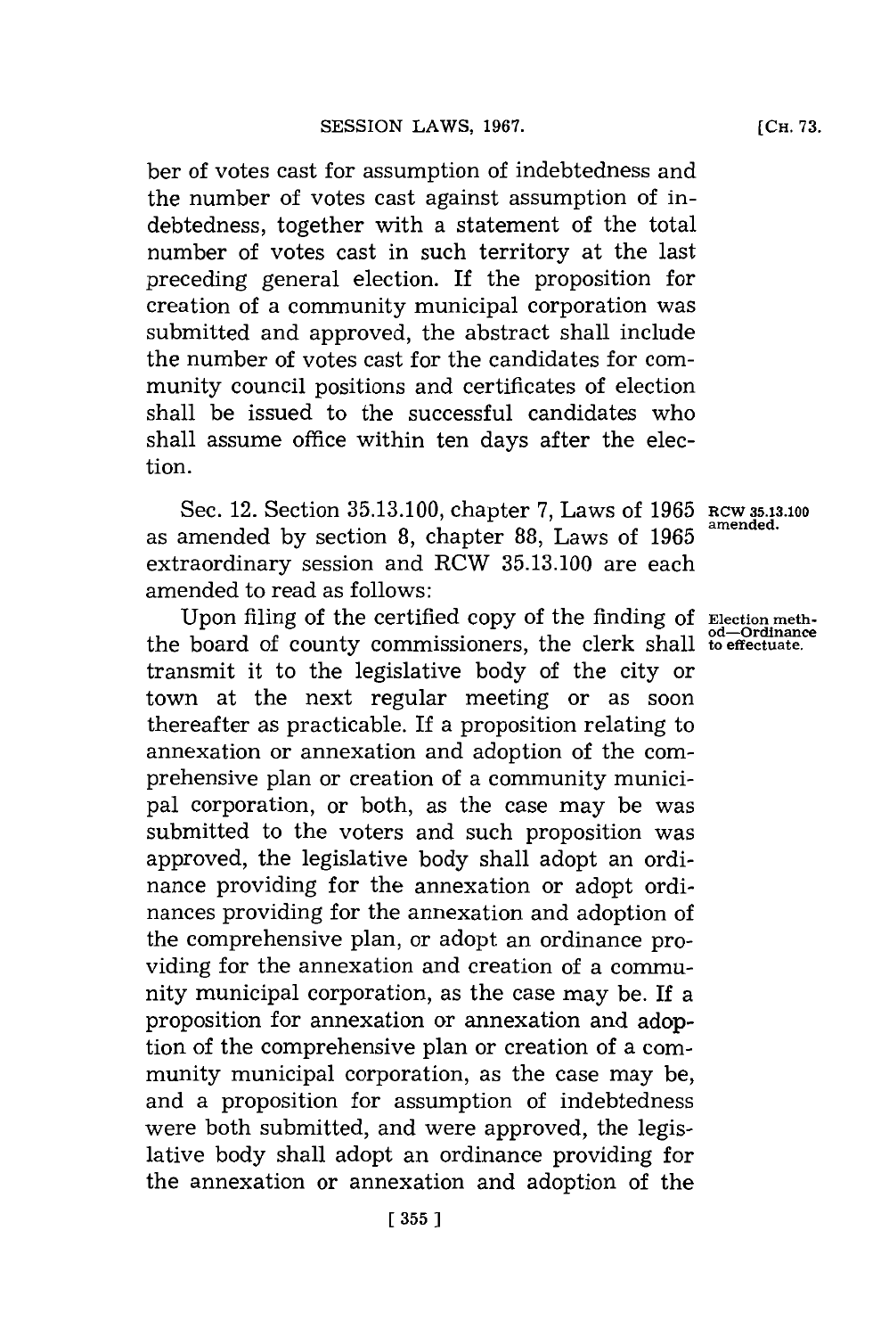ber of votes cast for assumption of indebtedness and the number of votes cast against assumption of indebtedness, together with a statement of the total number of votes cast in such territory at the last preceding general election. If the proposition for creation of a community municipal corporation was submitted and approved, the abstract shall include the number of votes cast for the candidates for community council positions and certificates of election shall be issued to the successful candidates who shall assume office within ten days after the election.

Sec. 12. Section 35.13.100, chapter 7, Laws of 1965 as amended by section 8, chapter 88, Laws of 1965 extraordinary session and RCW 35.13.100 are each amended to read as follows:

RCW 35.13.100 amended.

Election method—Ordinance to effectuate.

Upon filing of the certified copy of the finding of the board of county commissioners, the clerk shall transmit it to the legislative body of the city or town at the next regular meeting or as soon thereafter as practicable. If a proposition relating to annexation or annexation and adoption of the comprehensive plan or creation of a community municipal corporation, or both, as the case may be was submitted to the voters and such proposition was approved, the legislative body shall adopt an ordinance providing for the annexation or adopt ordinances providing for the annexation and adoption of the comprehensive plan, or adopt an ordinance providing for the annexation and creation of a community municipal corporation, as the case may be. If a proposition for annexation or annexation and adoption of the comprehensive plan or creation of a community municipal corporation, as the case may be, and a proposition for assumption of indebtedness were both submitted, and were approved, the legislative body shall adopt an ordinance providing for the annexation or annexation and adoption of the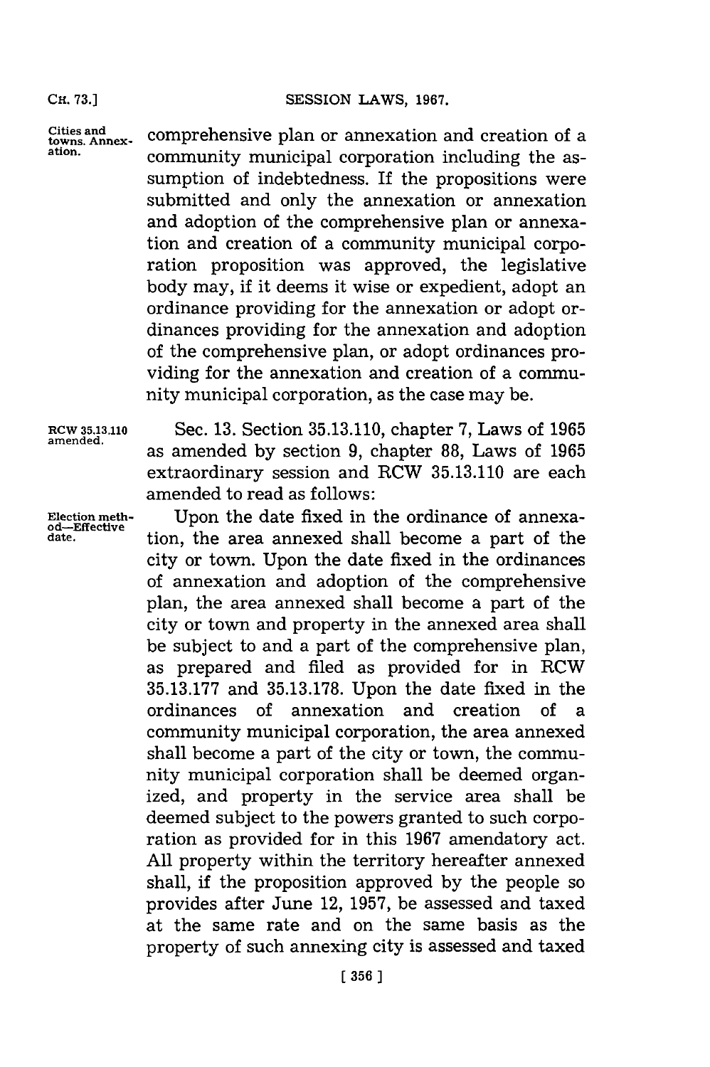comprehensive plan or annexation and creation of a community municipal corporation including the assumption of indebtedness. If the propositions were submitted and only the annexation or annexation and adoption of the comprehensive plan or annexation and creation of a community municipal corporation proposition was approved, the legislative body may, if it deems it wise or expedient, adopt an ordinance providing for the annexation or adopt ordinances providing for the annexation and adoption of the comprehensive plan, or adopt ordinances providing for the annexation and creation of a community municipal corporation, as the case may be.

RCW 35.13.110 amended.

Sec. 13. Section 35.13.110, chapter 7, Laws of 1965 as amended by section 9, chapter 88, Laws of 1965 extraordinary session and RCW 35.13.110 are each amended to read as follows:

Election method—Effective date.

Upon the date fixed in the ordinance of annexation, the area annexed shall become a part of the city or town. Upon the date fixed in the ordinances of annexation and adoption of the comprehensive plan, the area annexed shall become a part of the city or town and property in the annexed area shall be subject to and a part of the comprehensive plan, as prepared and filed as provided for in RCW 35.13.177 and 35.13.178. Upon the date fixed in the ordinances of annexation and creation of a community municipal corporation, the area annexed shall become a part of the city or town, the community municipal corporation shall be deemed organized, and property in the service area shall be deemed subject to the powers granted to such corporation as provided for in this 1967 amendatory act. All property within the territory hereafter annexed shall, if the proposition approved by the people so provides after June 12, 1957, be assessed and taxed at the same rate and on the same basis as the property of such annexing city is assessed and taxed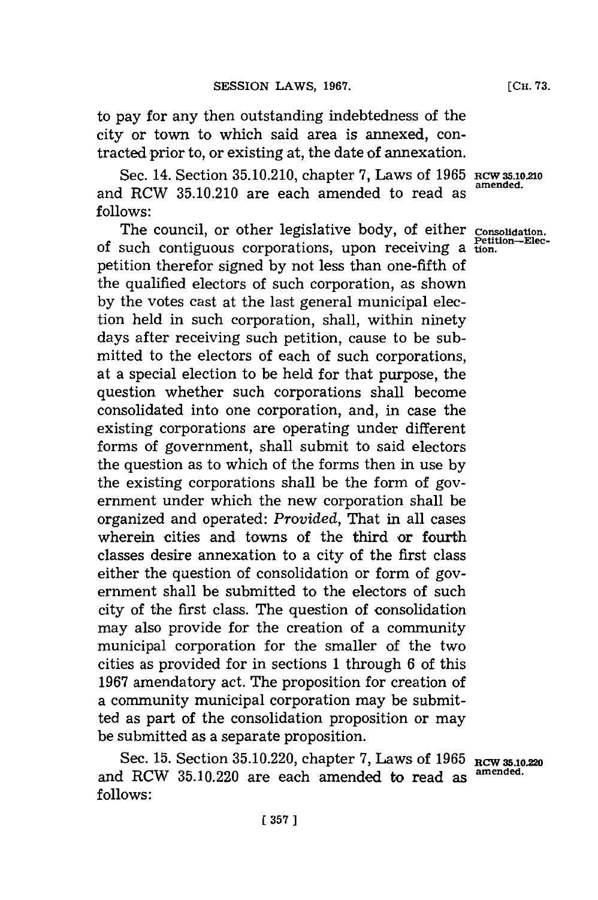to pay for any then outstanding indebtedness of the city or town to which said area is annexed, contracted prior to, or existing at, the date of annexation.

Sec. 14. Section 35.10.210, chapter 7, Laws of 1965 and RCW 35.10.210 are each amended to read as follows:

**RCW 35.10.210 amended.**

The council, or other legislative body, of either of such contiguous corporations, upon receiving a petition therefor signed by not less than one-fifth of the qualified electors of such corporation, as shown by the votes cast at the last general municipal election held in such corporation, shall, within ninety days after receiving such petition, cause to be submitted to the electors of each of such corporations, at a special election to be held for that purpose, the question whether such corporations shall become consolidated into one corporation, and, in case the existing corporations are operating under different forms of government, shall submit to said electors the question as to which of the forms then in use by the existing corporations shall be the form of government under which the new corporation shall be organized and operated: *Provided*, That in all cases wherein cities and towns of the third or fourth classes desire annexation to a city of the first class either the question of consolidation or form of government shall be submitted to the electors of such city of the first class. The question of consolidation may also provide for the creation of a community municipal corporation for the smaller of the two cities as provided for in sections 1 through 6 of this 1967 amendatory act. The proposition for creation of a community municipal corporation may be submitted as part of the consolidation proposition or may be submitted as a separate proposition.

**Consolidation. Petition—Election.**

Sec. 15. Section 35.10.220, chapter 7, Laws of 1965 and RCW 35.10.220 are each amended to read as follows:

**RCW 35.10.220 amended.**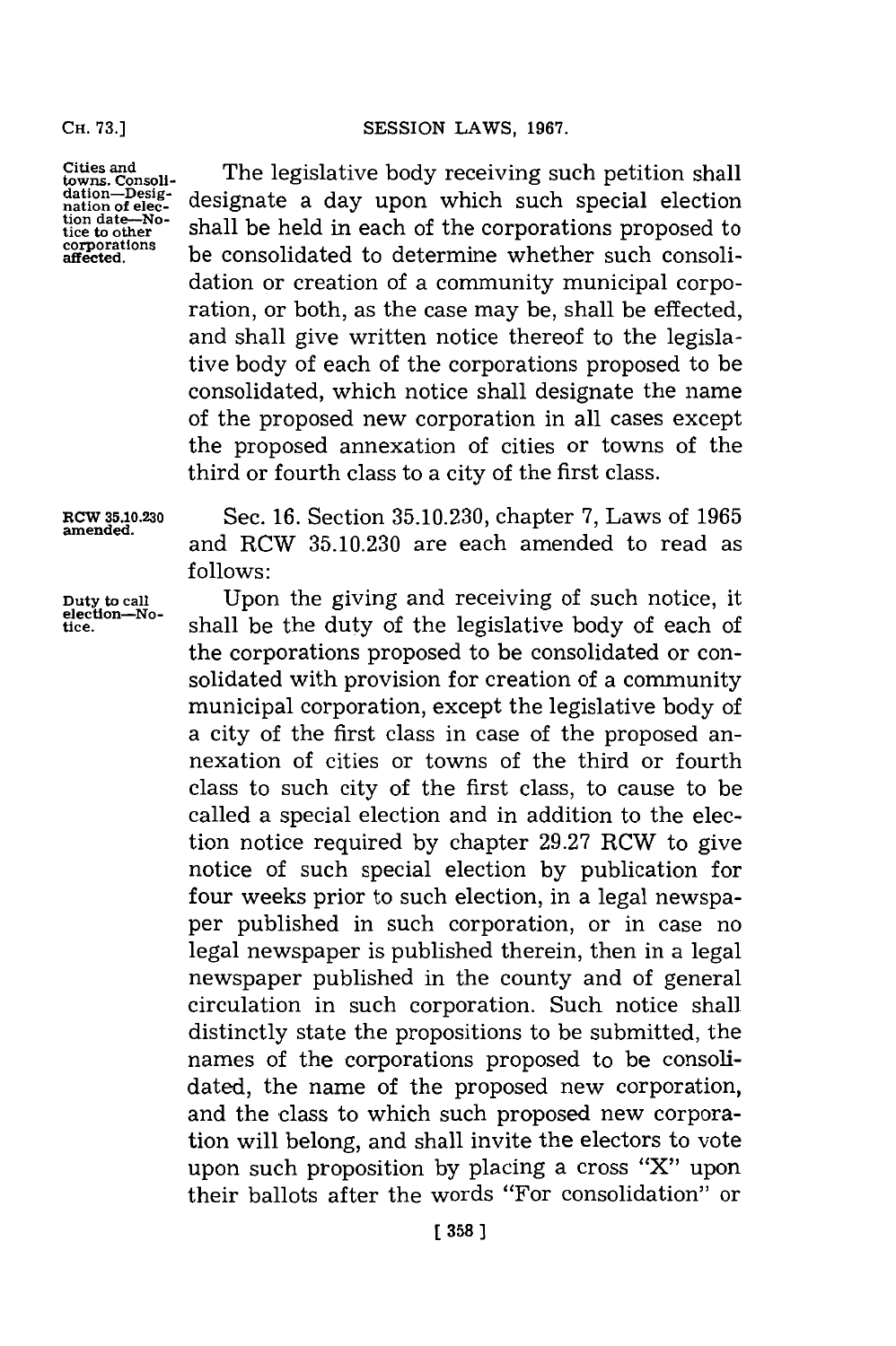Cities and towns. Consolidation—Designation of election date—Notice to other corporations affected.

The legislative body receiving such petition shall designate a day upon which such special election shall be held in each of the corporations proposed to be consolidated to determine whether such consolidation or creation of a community municipal corporation, or both, as the case may be, shall be effected, and shall give written notice thereof to the legislative body of each of the corporations proposed to be consolidated, which notice shall designate the name of the proposed new corporation in all cases except the proposed annexation of cities or towns of the third or fourth class to a city of the first class.

RCW 35.10.230 amended.

Sec. 16. Section 35.10.230, chapter 7, Laws of 1965 and RCW 35.10.230 are each amended to read as follows:

Duty to call election—Notice.

Upon the giving and receiving of such notice, it shall be the duty of the legislative body of each of the corporations proposed to be consolidated or consolidated with provision for creation of a community municipal corporation, except the legislative body of a city of the first class in case of the proposed annexation of cities or towns of the third or fourth class to such city of the first class, to cause to be called a special election and in addition to the election notice required by chapter 29.27 RCW to give notice of such special election by publication for four weeks prior to such election, in a legal newspaper published in such corporation, or in case no legal newspaper is published therein, then in a legal newspaper published in the county and of general circulation in such corporation. Such notice shall distinctly state the propositions to be submitted, the names of the corporations proposed to be consolidated, the name of the proposed new corporation, and the class to which such proposed new corporation will belong, and shall invite the electors to vote upon such proposition by placing a cross "X" upon their ballots after the words "For consolidation" or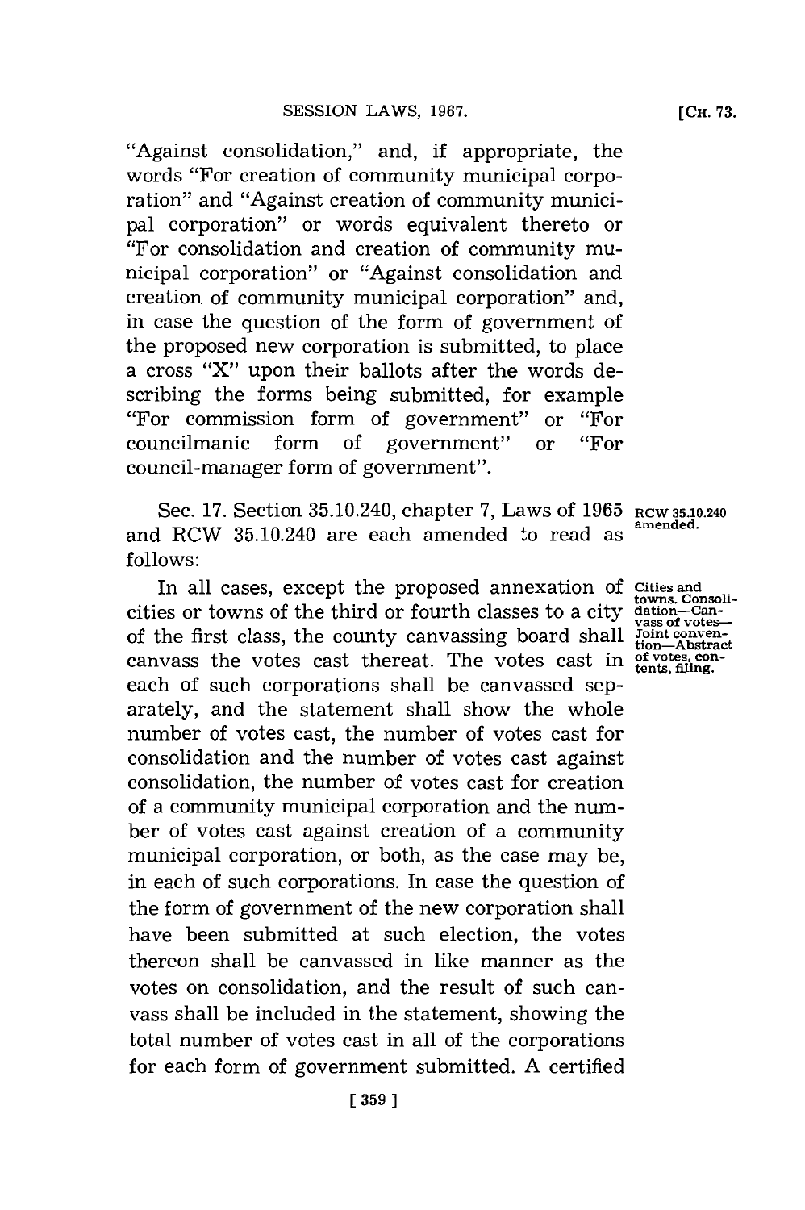"Against consolidation," and, if appropriate, the words "For creation of community municipal corporation" and "Against creation of community municipal corporation" or words equivalent thereto or "For consolidation and creation of community municipal corporation" or "Against consolidation and creation of community municipal corporation" and, in case the question of the form of government of the proposed new corporation is submitted, to place a cross "X" upon their ballots after the words describing the forms being submitted, for example "For commission form of government" or "For councilmanic form of government" or "For council-manager form of government".

Sec. 17. Section 35.10.240, chapter 7, Laws of 1965 and RCW 35.10.240 are each amended to read as follows:

RCW 35.10.240 amended.

Cities and towns. Consolidation—Canvass of votes—Joint convention—Abstract of votes, contents, filing.

In all cases, except the proposed annexation of cities or towns of the third or fourth classes to a city of the first class, the county canvassing board shall canvass the votes cast thereat. The votes cast in each of such corporations shall be canvassed separately, and the statement shall show the whole number of votes cast, the number of votes cast for consolidation and the number of votes cast against consolidation, the number of votes cast for creation of a community municipal corporation and the number of votes cast against creation of a community municipal corporation, or both, as the case may be, in each of such corporations. In case the question of the form of government of the new corporation shall have been submitted at such election, the votes thereon shall be canvassed in like manner as the votes on consolidation, and the result of such canvass shall be included in the statement, showing the total number of votes cast in all of the corporations for each form of government submitted. A certified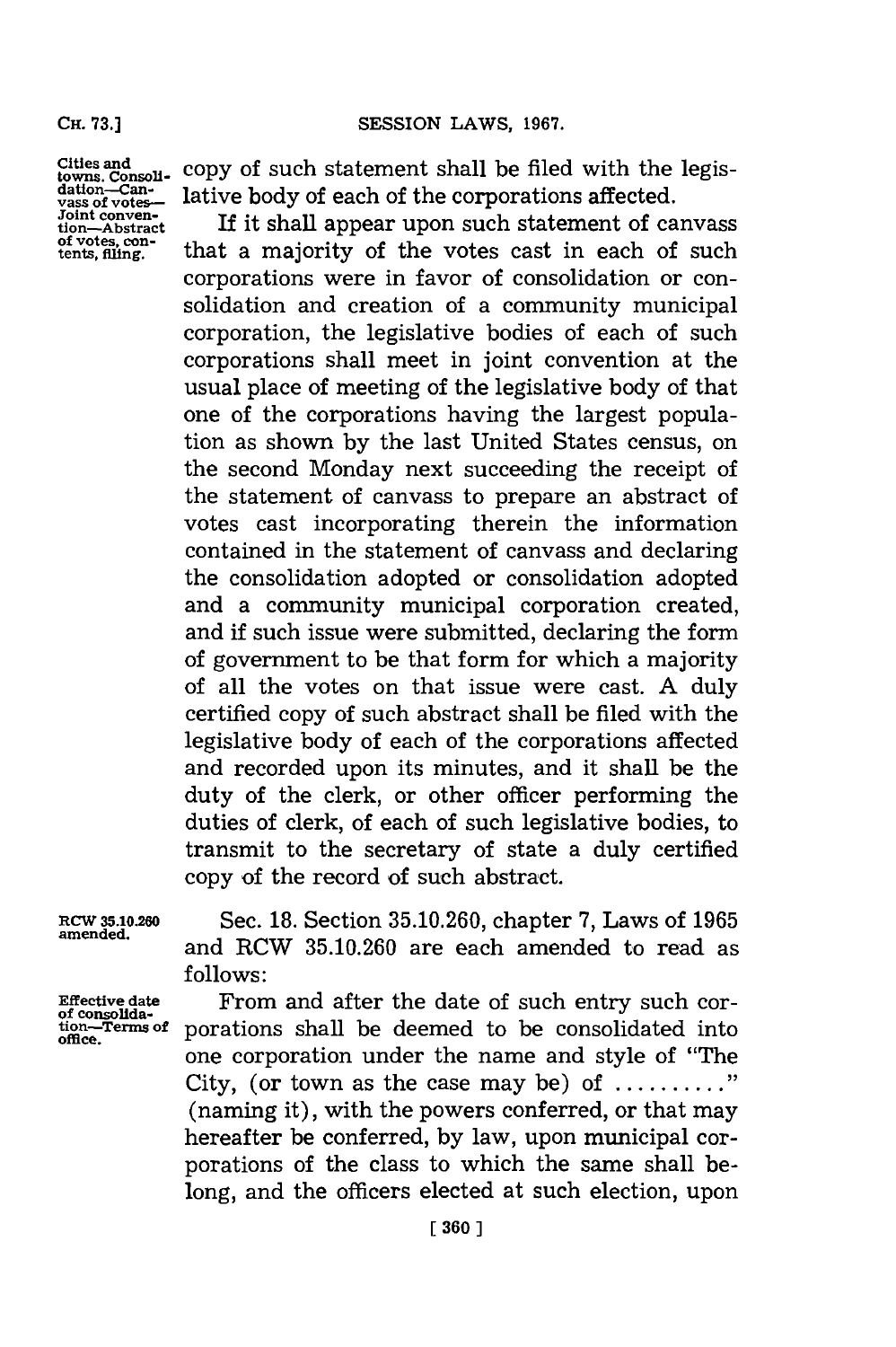copy of such statement shall be filed with the legislative body of each of the corporations affected.

Cities and towns. Consolidation—Canvass of votes—Joint convention—Abstract of votes, contents, filing.

If it shall appear upon such statement of canvass that a majority of the votes cast in each of such corporations were in favor of consolidation or consolidation and creation of a community municipal corporation, the legislative bodies of each of such corporations shall meet in joint convention at the usual place of meeting of the legislative body of that one of the corporations having the largest population as shown by the last United States census, on the second Monday next succeeding the receipt of the statement of canvass to prepare an abstract of votes cast incorporating therein the information contained in the statement of canvass and declaring the consolidation adopted or consolidation adopted and a community municipal corporation created, and if such issue were submitted, declaring the form of government to be that form for which a majority of all the votes on that issue were cast. A duly certified copy of such abstract shall be filed with the legislative body of each of the corporations affected and recorded upon its minutes, and it shall be the duty of the clerk, or other officer performing the duties of clerk, of each of such legislative bodies, to transmit to the secretary of state a duly certified copy of the record of such abstract.

RCW 35.10.260 amended.

Sec. 18. Section 35.10.260, chapter 7, Laws of 1965 and RCW 35.10.260 are each amended to read as follows:

Effective date of consolidation—Terms of office.

From and after the date of such entry such corporations shall be deemed to be consolidated into one corporation under the name and style of "The City, (or town as the case may be) of .........." (naming it), with the powers conferred, or that may hereafter be conferred, by law, upon municipal corporations of the class to which the same shall belong, and the officers elected at such election, upon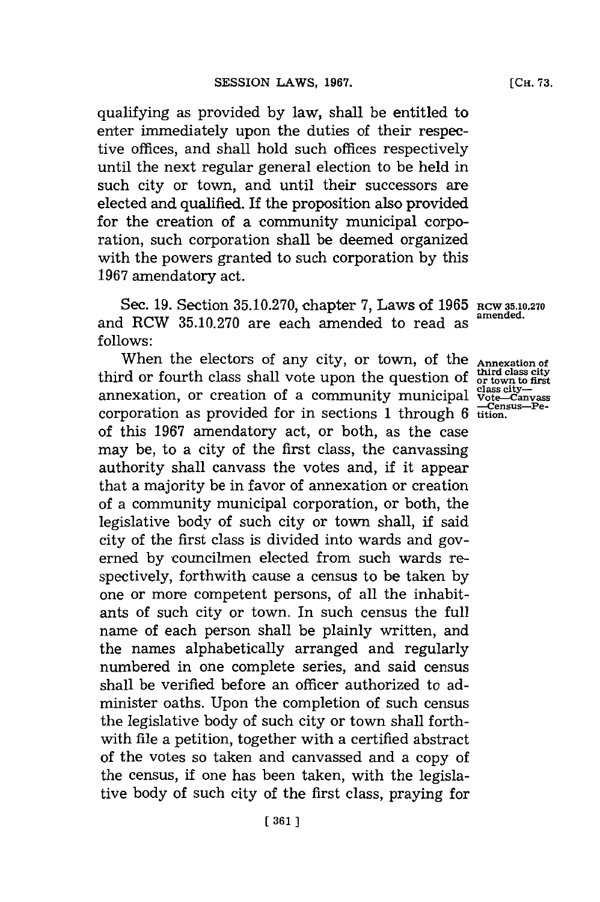qualifying as provided by law, shall be entitled to enter immediately upon the duties of their respective offices, and shall hold such offices respectively until the next regular general election to be held in such city or town, and until their successors are elected and qualified. If the proposition also provided for the creation of a community municipal corporation, such corporation shall be deemed organized with the powers granted to such corporation by this 1967 amendatory act.

Sec. 19. Section 35.10.270, chapter 7, Laws of 1965 and RCW 35.10.270 are each amended to read as follows:

RCW 35.10.270 amended.

Annexation of third class city or town to first class city—Vote—Canvass—Census—Petition.

When the electors of any city, or town, of the third or fourth class shall vote upon the question of annexation, or creation of a community municipal corporation as provided for in sections 1 through 6 of this 1967 amendatory act, or both, as the case may be, to a city of the first class, the canvassing authority shall canvass the votes and, if it appear that a majority be in favor of annexation or creation of a community municipal corporation, or both, the legislative body of such city or town shall, if said city of the first class is divided into wards and governed by councilmen elected from such wards respectively, forthwith cause a census to be taken by one or more competent persons, of all the inhabitants of such city or town. In such census the full name of each person shall be plainly written, and the names alphabetically arranged and regularly numbered in one complete series, and said census shall be verified before an officer authorized to administer oaths. Upon the completion of such census the legislative body of such city or town shall forthwith file a petition, together with a certified abstract of the votes so taken and canvassed and a copy of the census, if one has been taken, with the legislative body of such city of the first class, praying for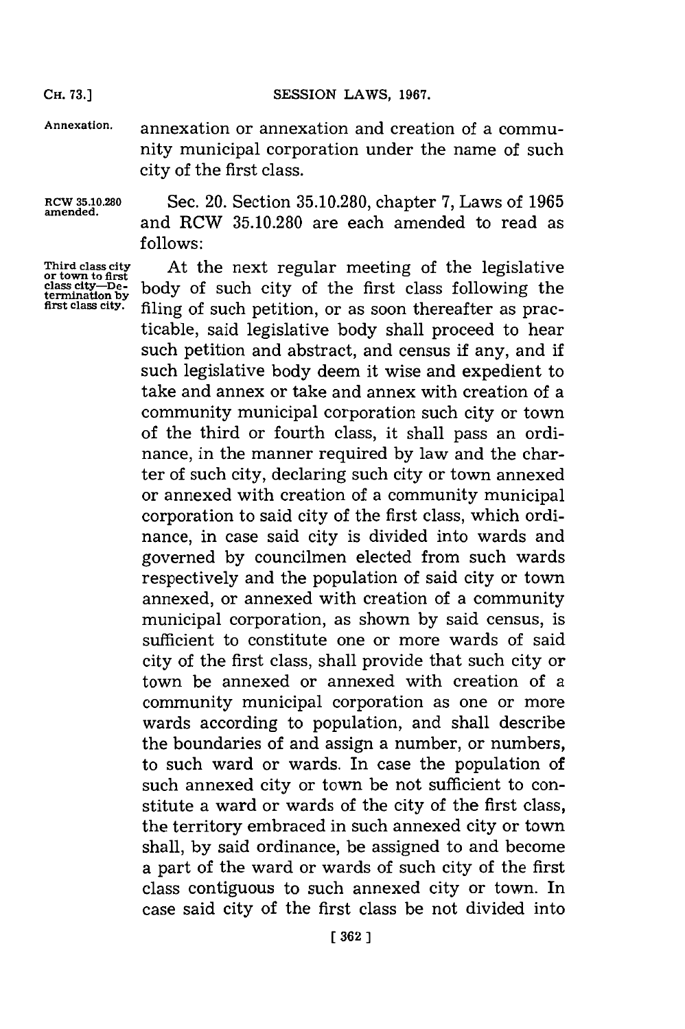Annexation. annexation or annexation and creation of a community municipal corporation under the name of such city of the first class.

RCW 35.10.280 amended.

Sec. 20. Section 35.10.280, chapter 7, Laws of 1965 and RCW 35.10.280 are each amended to read as follows:

Third class city or town to first class city—Determination by first class city.

At the next regular meeting of the legislative body of such city of the first class following the filing of such petition, or as soon thereafter as practicable, said legislative body shall proceed to hear such petition and abstract, and census if any, and if such legislative body deem it wise and expedient to take and annex or take and annex with creation of a community municipal corporation such city or town of the third or fourth class, it shall pass an ordinance, in the manner required by law and the charter of such city, declaring such city or town annexed or annexed with creation of a community municipal corporation to said city of the first class, which ordinance, in case said city is divided into wards and governed by councilmen elected from such wards respectively and the population of said city or town annexed, or annexed with creation of a community municipal corporation, as shown by said census, is sufficient to constitute one or more wards of said city of the first class, shall provide that such city or town be annexed or annexed with creation of a community municipal corporation as one or more wards according to population, and shall describe the boundaries of and assign a number, or numbers, to such ward or wards. In case the population of such annexed city or town be not sufficient to constitute a ward or wards of the city of the first class, the territory embraced in such annexed city or town shall, by said ordinance, be assigned to and become a part of the ward or wards of such city of the first class contiguous to such annexed city or town. In case said city of the first class be not divided into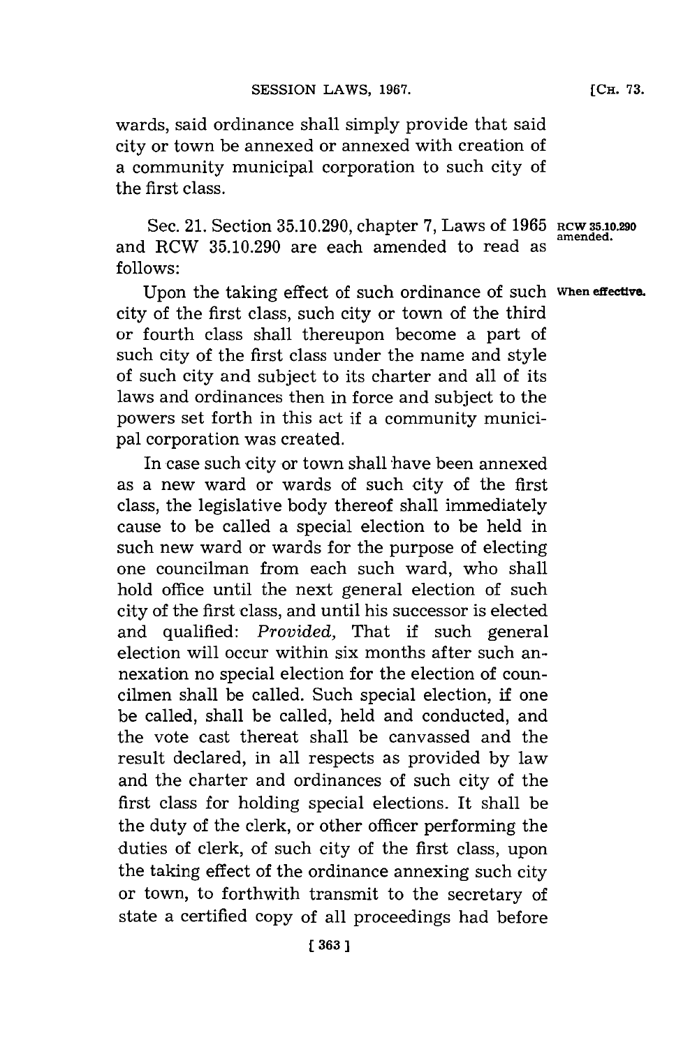wards, said ordinance shall simply provide that said city or town be annexed or annexed with creation of a community municipal corporation to such city of the first class.

Sec. 21. Section 35.10.290, chapter 7, Laws of 1965 and RCW 35.10.290 are each amended to read as follows:

**RCW 35.10.290 amended.**

Upon the taking effect of such ordinance of such city of the first class, such city or town of the third or fourth class shall thereupon become a part of such city of the first class under the name and style of such city and subject to its charter and all of its laws and ordinances then in force and subject to the powers set forth in this act if a community municipal corporation was created.

**When effective.**

In case such city or town shall have been annexed as a new ward or wards of such city of the first class, the legislative body thereof shall immediately cause to be called a special election to be held in such new ward or wards for the purpose of electing one councilman from each such ward, who shall hold office until the next general election of such city of the first class, and until his successor is elected and qualified: *Provided,* That if such general election will occur within six months after such annexation no special election for the election of councilmen shall be called. Such special election, if one be called, shall be called, held and conducted, and the vote cast thereat shall be canvassed and the result declared, in all respects as provided by law and the charter and ordinances of such city of the first class for holding special elections. It shall be the duty of the clerk, or other officer performing the duties of clerk, of such city of the first class, upon the taking effect of the ordinance annexing such city or town, to forthwith transmit to the secretary of state a certified copy of all proceedings had before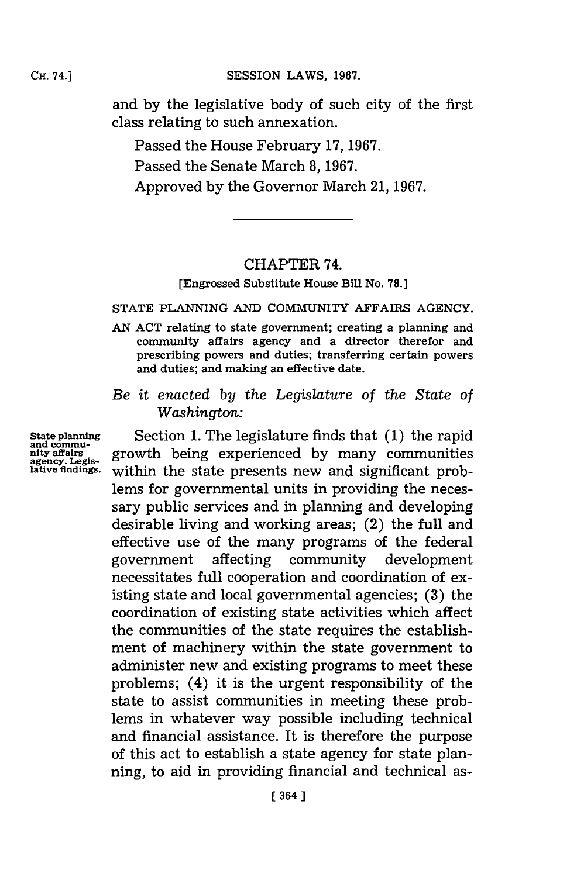and by the legislative body of such city of the first class relating to such annexation.

Passed the House February 17, 1967.

Passed the Senate March 8, 1967.

Approved by the Governor March 21, 1967.

---

## CHAPTER 74.

[Engrossed Substitute House Bill No. 78.]

### STATE PLANNING AND COMMUNITY AFFAIRS AGENCY.

AN ACT relating to state government; creating a planning and community affairs agency and a director therefor and prescribing powers and duties; transferring certain powers and duties; and making an effective date.

*Be it enacted by the Legislature of the State of Washington:*

**State planning and community affairs agency. Legislative findings.**

Section 1. The legislature finds that (1) the rapid growth being experienced by many communities within the state presents new and significant problems for governmental units in providing the necessary public services and in planning and developing desirable living and working areas; (2) the full and effective use of the many programs of the federal government affecting community development necessitates full cooperation and coordination of existing state and local governmental agencies; (3) the coordination of existing state activities which affect the communities of the state requires the establishment of machinery within the state government to administer new and existing programs to meet these problems; (4) it is the urgent responsibility of the state to assist communities in meeting these problems in whatever way possible including technical and financial assistance. It is therefore the purpose of this act to establish a state agency for state planning, to aid in providing financial and technical as-